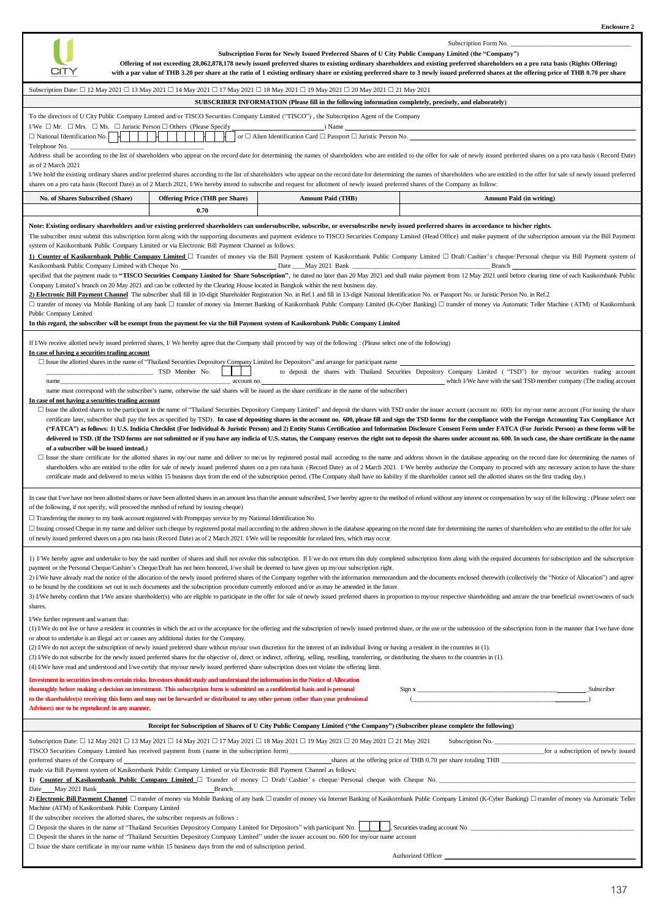Enclosure 2

Subscription Form No. ______________________

**Subscription Form for Newly Issued Preferred Shares of U City Public Company Limited (the "Company")**

**Offering of not exceeding 28,062,878,178 newly issued preferred shares to existing ordinary shareholders and existing preferred shareholders on a pro rata basis (Rights Offering) with a par value of THB 3.20 per share at the ratio of 1 existing ordinary share or existing preferred share to 3 newly issued preferred shares at the offering price of THB 0.70 per share**

Subscription Date: ☐ 12 May 2021 ☐ 13 May 2021 ☐ 14 May 2021 ☐ 17 May 2021 ☐ 18 May 2021 ☐ 19 May 2021 ☐ 20 May 2021 ☐ 21 May 2021

**SUBSCRIBER INFORMATION (Please fill in the following information completely, precisely, and elaborately)**

To the directors of U City Public Company Limited and/or TISCO Securities Company Limited ("TISCO") , the Subscription Agent of the Company

I/We ☐ Mr. ☐ Mrs. ☐ Ms. ☐ Juristic Person ☐ Others (Please Specify ______________) Name ______________________

☐ National Identification No. ☐-☐☐☐☐-☐☐☐☐☐-☐☐-☐ or ☐ Alien Identification Card ☐ Passport ☐ Juristic Person No. ______________________

Telephone No. ______________________

Address shall be according to the list of shareholders who appear on the record date for determining the names of shareholders who are entitled to the offer for sale of newly issued preferred shares on a pro rata basis (Record Date) as of 2 March 2021

I/We hold the existing ordinary shares and/or preferred shares according to the list of shareholders who appear on the record date for determining the names of shareholders who are entitled to the offer for sale of newly issued preferred shares on a pro rata basis (Record Date) as of 2 March 2021, I/We hereby intend to subscribe and request for allotment of newly issued preferred shares of the Company as follow:

| No. of Shares Subscribed (Share) | Offering Price (THB per Share) | Amount Paid (THB) | Amount Paid (in writing) |
|---|---|---|---|
| | 0.70 | | |

**Note: Existing ordinary shareholders and/or existing preferred shareholders can undersubscribe, subscribe, or oversubscribe newly issued preferred shares in accordance to his/her rights.**

The subscriber must submit this subscription form along with the supporting documents and payment evidence to TISCO Securities Company Limited (Head Office) and make payment of the subscription amount via the Bill Payment system of Kasikornbank Public Company Limited or via Electronic Bill Payment Channel as follows:

**1) Counter of Kasikornbank Public Company Limited** ☐ Transfer of money via the Bill Payment system of Kasikornbank Public Company Limited ☐ Draft/Cashier's cheque/Personal cheque via Bill Payment system of Kasikornbank Public Company Limited with Cheque No. ______________ Date ____May 2021 Bank ______________ Branch ______________ specified that the payment made to **"TISCO Securities Company Limited for Share Subscription"**, be dated no later than 20 May 2021 and shall make payment from 12 May 2021 until before clearing time of each Kasikornbank Public Company Limited's branch on 20 May 2021 and can be collected by the Clearing House located in Bangkok within the next business day.

**2) Electronic Bill Payment Channel** The subscriber shall fill in 10-digit Shareholder Registration No. in Ref.1 and fill in 13-digit National Identification No. or Passport No. or Juristic Person No. in Ref.2

☐ transfer of money via Mobile Banking of any bank ☐ transfer of money via Internet Banking of Kasikornbank Public Company Limited (K-Cyber Banking) ☐ transfer of money via Automatic Teller Machine (ATM) of Kasikornbank Public Company Limited

**In this regard, the subscriber will be exempt from the payment fee via the Bill Payment system of Kasikornbank Public Company Limited**

If I/We receive allotted newly issued preferred shares, I/ We hereby agree that the Company shall proceed by way of the following : (Please select one of the following)

**In case of having a securities trading account**

☐ Issue the allotted shares in the name of "Thailand Securities Depository Company Limited for Depositors" and arrange for participant name ______________ TSD Member No. ☐☐☐ to deposit the shares with Thailand Securities Depository Company Limited ("TSD") for my/our securities trading account name ______________ account no. ______________ which I/We have with the said TSD member company (The trading account name must correspond with the subscriber's name, otherwise the said shares will be issued as the share certificate in the name of the subscriber)

**In case of not having a securities trading account**

☐ Issue the allotted shares to the participant in the name of "Thailand Securities Depository Company Limited" and deposit the shares with TSD under the issuer account (account no. 600) for my/our name account (For issuing the share certificate later, subscriber shall pay the fees as specified by TSD). **In case of depositing shares in the account no. 600, please fill and sign the TSD forms for the compliance with the Foreign Accounting Tax Compliance Act ("FATCA") as follows: 1) U.S. Indicia Checklist (For Individual & Juristic Person) and 2) Entity Status Certification and Information Disclosure Consent Form under FATCA (For Juristic Person) as these forms will be delivered to TSD. (If the TSD forms are not submitted or if you have any indicia of U.S. status, the Company reserves the right not to deposit the shares under account no. 600. In such case, the share certificate in the name of a subscriber will be issued instead.)**

☐ Issue the share certificate for the allotted shares in my/our name and deliver to me/us by registered postal mail according to the name and address shown in the database appearing on the record date for determining the names of shareholders who are entitled to the offer for sale of newly issued preferred shares on a pro rata basis (Record Date) as of 2 March 2021. I/We hereby authorize the Company to proceed with any necessary action to have the share certificate made and delivered to me/us within 15 business days from the end of the subscription period. (The Company shall have no liability if the shareholder cannot sell the allotted shares on the first trading day.)

In case that I/We have not been allotted shares or have been allotted shares in an amount less than the amount subscribed, I/We hereby agree to the method of refund without any interest or compensation by way of the following : (Please select one of the following, if not specify, will proceed the method of refund by issuing cheque)

☐ Transferring the money to my bank account registered with Promptpay service by my National Identification No.

☐ Issuing crossed Cheque in my name and deliver such cheque by registered postal mail according to the address shown in the database appearing on the record date for determining the names of shareholders who are entitled to the offer for sale of newly issued preferred shares on a pro rata basis (Record Date) as of 2 March 2021. I/We will be responsible for related fees, which may occur.

1) I/We hereby agree and undertake to buy the said number of shares and shall not revoke this subscription. If I/we do not return this duly completed subscription form along with the required documents for subscription and the subscription payment or the Personal Cheque/Cashier's Cheque/Draft has not been honored, I/we shall be deemed to have given up my/our subscription right.

2) I/We have already read the notice of the allocation of the newly issued preferred shares of the Company together with the information memorandum and the documents enclosed therewith (collectively the "Notice of Allocation") and agree to be bound by the conditions set out in such documents and the subscription procedure currently enforced and/or as may be amended in the future.

3) I/We hereby confirm that I/We am/are shareholder(s) who are eligible to participate in the offer for sale of newly issued preferred shares in proportion to my/our respective shareholding and am/are the true beneficial owner/owners of such shares.

I/We further represent and warrant that:

(1) I/We do not live or have a resident in countries in which the act or the acceptance for the offering and the subscription of newly issued preferred share, or the use or the submission of the subscription form in the manner that I/we have done or about to undertake is an illegal act or causes any additional duties for the Company.

(2) I/We do not accept the subscription of newly issued preferred share without my/our own discretion for the interest of an individual living or having a resident in the countries in (1).

(3) I/We do not subscribe for the newly issued preferred shares for the objective of, direct or indirect, offering, selling, reselling, transferring, or distributing the shares to the countries in (1).

(4) I/We have read and understood and I/we certify that my/our newly issued preferred share subscription does not violate the offering limit.

**Investment in securities involves certain risks. Investors should study and understand the information in the Notice of Allocation thoroughly before making a decision on investment. This subscription form is submitted on a confidential basis and is personal to the shareholder(s) receiving this form and may not be forwarded or distributed to any other person (other than your professional Advisors) nor to be reproduced in any manner.**

Sign x ______________________ Subscriber
(______________________)

**Receipt for Subscription of Shares of U City Public Company Limited ("the Company") (Subscriber please complete the following)**

Subscription Date: ☐ 12 May 2021 ☐ 13 May 2021 ☐ 14 May 2021 ☐ 17 May 2021 ☐ 18 May 2021 ☐ 19 May 2021 ☐ 20 May 2021 ☐ 21 May 2021 Subscription No. ______________

TISCO Securities Company Limited has received payment from (name in the subscription form) ______________ for a subscription of newly issued preferred shares of the Company of ______________ shares at the offering price of THB 0.70 per share totaling THB ______________ made via Bill Payment system of Kasikornbank Public Company Limited or via Electronic Bill Payment Channel as follows:

**1) Counter of Kasikornbank Public Company Limited** ☐ Transfer of money ☐ Draft/ Cashier's cheque/ Personal cheque with Cheque No. ______________ Date ____May 2021 Bank ______________ Branch ______________

**2) Electronic Bill Payment Channel** ☐ transfer of money via Mobile Banking of any bank ☐ transfer of money via Internet Banking of Kasikornbank Public Company Limited (K-Cyber Banking) ☐ transfer of money via Automatic Teller Machine (ATM) of Kasikornbank Public Company Limited

If the subscriber receives the allotted shares, the subscriber requests as follows :

☐ Deposit the shares in the name of "Thailand Securities Depository Company Limited for Depositors" with participant No. ☐☐☐, Securities trading account No. ______________

☐ Deposit the shares in the name of "Thailand Securities Depository Company Limited" under the issuer account no. 600 for my/our name account

☐ Issue the share certificate in my/our name within 15 business days from the end of subscription period.

Authorized Officer ______________________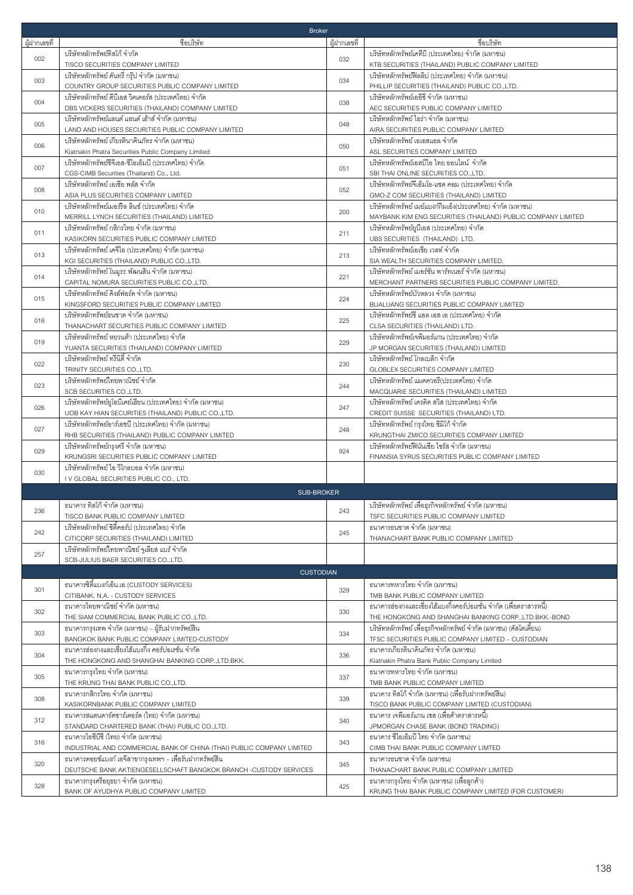| Broker | | | |
|---|---|---|---|
| ผู้ฝากเลขที่ | ชื่อบริษัท | ผู้ฝากเลขที่ | ชื่อบริษัท |
| 002 | บริษัทหลักทรัพย์ทิสโก้ จำกัด<br>TISCO SECURITIES COMPANY LIMITED | 032 | บริษัทหลักทรัพย์เคทีบี (ประเทศไทย) จำกัด (มหาชน)<br>KTB SECURITIES (THAILAND) PUBLIC COMPANY LIMITED |
| 003 | บริษัทหลักทรัพย์ คันทรี่ กรุ๊ป จำกัด (มหาชน)<br>COUNTRY GROUP SECURITIES PUBLIC COMPANY LIMITED | 034 | บริษัทหลักทรัพย์ฟิลลิป (ประเทศไทย) จำกัด (มหาชน)<br>PHILLIP SECURITIES (THAILAND) PUBLIC CO.,LTD. |
| 004 | บริษัทหลักทรัพย์ ดีบีเอส วิคเคอร์ส (ประเทศไทย) จำกัด<br>DBS VICKERS SECURITIES (THAILAND) COMPANY LIMITED | 038 | บริษัทหลักทรัพย์เออีซี จำกัด (มหาชน)<br>AEC SECURITIES PUBLIC COMPANY LIMITED |
| 005 | บริษัทหลักทรัพย์แลนด์ แอนด์ เฮ้าส์ จำกัด (มหาชน)<br>LAND AND HOUSES SECURITIES PUBLIC COMPANY LIMITED | 048 | บริษัทหลักทรัพย์ ไอร่า จำกัด (มหาชน)<br>AIRA SECURITIES PUBLIC COMPANY LIMITED |
| 006 | บริษัทหลักทรัพย์ เกียรตินาคินภัทร จำกัด (มหาชน)<br>Kiatnakin Phatra Securities Public Company Limited | 050 | บริษัทหลักทรัพย์ เอเอสแอล จำกัด<br>ASL SECURITIES COMPANY LIMITED |
| 007 | บริษัทหลักทรัพย์ซีจีเอส-ซีไอเอ็มบี (ประเทศไทย) จำกัด<br>CGS-CIMB Securities (Thailand) Co., Ltd. | 051 | บริษัทหลักทรัพย์เอสบีไอ ไทย ออนไลน์ จำกัด<br>SBI THAI ONLINE SECURITIES CO.,LTD. |
| 008 | บริษัทหลักทรัพย์ เอเซีย พลัส จำกัด<br>ASIA PLUS SECURITIES COMPANY LIMITED | 052 | บริษัทหลักทรัพย์จีเอ็มโอ-แซด คอม (ประเทศไทย) จำกัด<br>GMO-Z COM SECURITIES (THAILAND) LIMITED |
| 010 | บริษัทหลักทรัพย์เมอร์ริล ลินช์ (ประเทศไทย) จำกัด<br>MERRILL LYNCH SECURITIES (THAILAND) LIMITED | 200 | บริษัทหลักทรัพย์ เมย์แบงก์กิมเอ็ง(ประเทศไทย) จำกัด (มหาชน)<br>MAYBANK KIM ENG SECURITIES (THAILAND) PUBLIC COMPANY LIMITED |
| 011 | บริษัทหลักทรัพย์ กสิกรไทย จำกัด (มหาชน)<br>KASIKORN SECURITIES PUBLIC COMPANY LIMITED | 211 | บริษัทหลักทรัพย์ยูบีเอส (ประเทศไทย) จำกัด<br>UBS SECURITIES (THAILAND) LTD. |
| 013 | บริษัทหลักทรัพย์ เคจีไอ (ประเทศไทย) จำกัด (มหาชน)<br>KGI SECURITIES (THAILAND) PUBLIC CO.,LTD. | 213 | บริษัทหลักทรัพย์เอเซีย เวลท์ จำกัด<br>SIA WEALTH SECURITIES COMPANY LIMITED. |
| 014 | บริษัทหลักทรัพย์ โนมูระ พัฒนสิน จำกัด (มหาชน)<br>CAPITAL NOMURA SECURITIES PUBLIC CO.,LTD. | 221 | บริษัทหลักทรัพย์ เมอร์ชั่น พาร์ทเนอร์ จำกัด (มหาชน)<br>MERCHANT PARTNERS SECURITIES PUBLIC COMPANY LIMITED. |
| 015 | บริษัทหลักทรัพย์ คิงส์ฟอร์ด จำกัด (มหาชน)<br>KINGSFORD SECURITIES PUBLIC COMPANY LIMITED | 224 | บริษัทหลักทรัพย์บัวหลวง จำกัด (มหาชน)<br>BUALUANG SECURITIES PUBLIC COMPANY LIMITED |
| 016 | บริษัทหลักทรัพย์ธนชาต จำกัด (มหาชน)<br>THANACHART SECURITIES PUBLIC COMPANY LIMITED | 225 | บริษัทหลักทรัพย์ซี แอล เอส เอ (ประเทศไทย) จำกัด<br>CLSA SECURITIES (THAILAND) LTD. |
| 019 | บริษัทหลักทรัพย์ หยวนต้า (ประเทศไทย) จำกัด<br>YUANTA SECURITIES (THAILAND) COMPANY LIMITED | 229 | บริษัทหลักทรัพย์เจพีมอร์แกน (ประเทศไทย) จำกัด<br>JP MORGAN SECURITIES (THAILAND) LIMITED |
| 022 | บริษัทหลักทรัพย์ ทรีนีตี้ จำกัด<br>TRINITY SECURITIES CO.,LTD. | 230 | บริษัทหลักทรัพย์ โกลเบล็ก จำกัด<br>GLOBLEX SECURITIES COMPANY LIMITED |
| 023 | บริษัทหลักทรัพย์ไทยพาณิชย์ จำกัด<br>SCB SECURITIES CO.,LTD. | 244 | บริษัทหลักทรัพย์ แมคควอรี(ประเทศไทย) จำกัด<br>MACQUARIE SECURITIES (THAILAND) LIMITED |
| 026 | บริษัทหลักทรัพย์ยูโอบีเคย์เฮียน (ประเทศไทย) จำกัด (มหาชน)<br>UOB KAY HIAN SECURITIES (THAILAND) PUBLIC CO.,LTD. | 247 | บริษัทหลักทรัพย์ เครดิต สวิส (ประเทศไทย) จำกัด<br>CREDIT SUISSE SECURITIES (THAILAND) LTD. |
| 027 | บริษัทหลักทรัพย์อาร์เอชบี (ประเทศไทย) จำกัด (มหาชน)<br>RHB SECURITIES (THAILAND) PUBLIC COMPANY LIMITED | 248 | บริษัทหลักทรัพย์ กรุงไทย ซีมิโก้ จำกัด<br>KRUNGTHAI ZMICO SECURITIES COMPANY LIMITED |
| 029 | บริษัทหลักทรัพย์กรุงศรี จำกัด (มหาชน)<br>KRUNGSRI SECURITIES PUBLIC COMPANY LIMITED | 924 | บริษัทหลักทรัพย์ฟินันเซีย ไซรัส จำกัด (มหาชน)<br>FINANSIA SYRUS SECURITIES PUBLIC COMPANY LIMITED |
| 030 | บริษัทหลักทรัพย์ ไอ วีโกลบอล จำกัด (มหาชน)<br>I V GLOBAL SECURITIES PUBLIC CO., LTD. | | |
| **SUB-BROKER** | | | |
| 236 | ธนาคาร ทิสโก้ จำกัด (มหาชน)<br>TISCO BANK PUBLIC COMPANY LIMITED | 243 | บริษัทหลักทรัพย์ เพื่อธุรกิจหลักทรัพย์ จำกัด (มหาชน)<br>TSFC SECURITIES PUBLIC COMPANY LIMITED |
| 242 | บริษัทหลักทรัพย์ ซิตี้คอร์ป (ประเทศไทย) จำกัด<br>CITICORP SECURITIES (THAILAND) LIMITED | 245 | ธนาคารธนชาต จำกัด (มหาชน)<br>THANACHART BANK PUBLIC COMPANY LIMITED |
| 257 | บริษัทหลักทรัพย์ไทยพาณิชย์ จูเลียส แบร์ จำกัด<br>SCB-JULIUS BAER SECURITIES CO.,LTD. | | |
| **CUSTODIAN** | | | |
| 301 | ธนาคารซิตี้แบงก์เอ็น.เอ.(CUSTODY SERVICES)<br>CITIBANK, N.A. - CUSTODY SERVICES | 329 | ธนาคารทหารไทย จำกัด (มหาชน)<br>TMB BANK PUBLIC COMPANY LIMITED |
| 302 | ธนาคารไทยพาณิชย์ จำกัด (มหาชน)<br>THE SIAM COMMERCIAL BANK PUBLIC CO.,LTD. | 330 | ธนาคารฮ่องกงและเซี่ยงไฮ้แบงกิ้งคอร์ปอเรชั่น จำกัด (เพื่อตราสารหนี้)<br>THE HONGKONG AND SHANGHAI BANKING CORP.,LTD.BKK.-BOND |
| 303 | ธนาคารกรุงเทพ จำกัด (มหาชน) – ผู้รับฝากทรัพย์สิน<br>BANGKOK BANK PUBLIC COMPANY LIMITED-CUSTODY | 334 | บริษัทหลักทรัพย์ เพื่อธุรกิจหลักทรัพย์ จำกัด (มหาชน) (คัสโตเดี้ยน)<br>TFSC SECURITIES PUBLIC COMPANY LIMITED – CUSTODIAN |
| 304 | ธนาคารฮ่องกงและเซี่ยงไฮ้แบงกิ้ง คอร์ปอเรชั่น จำกัด<br>THE HONGKONG AND SHANGHAI BANKING CORP.,LTD.BKK. | 336 | ธนาคารเกียรตินาคินภัทร จำกัด (มหาชน)<br>Kiatnakin Phatra Bank Public Company Limited |
| 305 | ธนาคารกรุงไทย จำกัด (มหาชน)<br>THE KRUNG THAI BANK PUBLIC CO.,LTD. | 337 | ธนาคารทหารไทย จำกัด (มหาชน)<br>TMB BANK PUBLIC COMPANY LIMITED |
| 308 | ธนาคารกสิกรไทย จำกัด (มหาชน)<br>KASIKORNBANK PUBLIC COMPANY LIMITED | 339 | ธนาคาร ทิสโก้ จำกัด (มหาชน) (เพื่อรับฝากทรัพย์สิน)<br>TISCO BANK PUBLIC COMPANY LIMITED (CUSTODIAN) |
| 312 | ธนาคารสแตนดาร์ดชาร์เตอร์ด (ไทย) จำกัด (มหาชน)<br>STANDARD CHARTERED BANK (THAI) PUBLIC CO.,LTD. | 340 | ธนาคาร เจพีมอร์แกน เชส (เพื่อค้าตราสารหนี้)<br>JPMORGAN CHASE BANK (BOND TRADING) |
| 316 | ธนาคารไอซีบีซี (ไทย) จำกัด (มหาชน)<br>INDUSTRIAL AND COMMERCIAL BANK OF CHINA (THAI) PUBLIC COMPANY LIMITED | 343 | ธนาคาร ซีไอเอ็มบี ไทย จำกัด (มหาชน)<br>CIMB THAI BANK PUBLIC COMPANY LIMTED |
| 320 | ธนาคารดอยซ์แบงก์ เอจี สาขากรุงเทพฯ – เพื่อรับฝากทรัพย์สิน<br>DEUTSCHE BANK AKTIENGESELLSCHAFT BANGKOK BRANCH -CUSTODY SERVICES | 345 | ธนาคารธนชาต จำกัด (มหาชน)<br>THANACHART BANK PUBLIC COMPANY LIMITED |
| 328 | ธนาคารกรุงศรีอยุธยา จำกัด (มหาชน)<br>BANK OF AYUDHYA PUBLIC COMPANY LIMITED | 425 | ธนาคารกรุงไทย จำกัด (มหาชน) (เพื่อลูกค้า)<br>KRUNG THAI BANK PUBLIC COMPANY LIMITED (FOR CUSTOMER) |